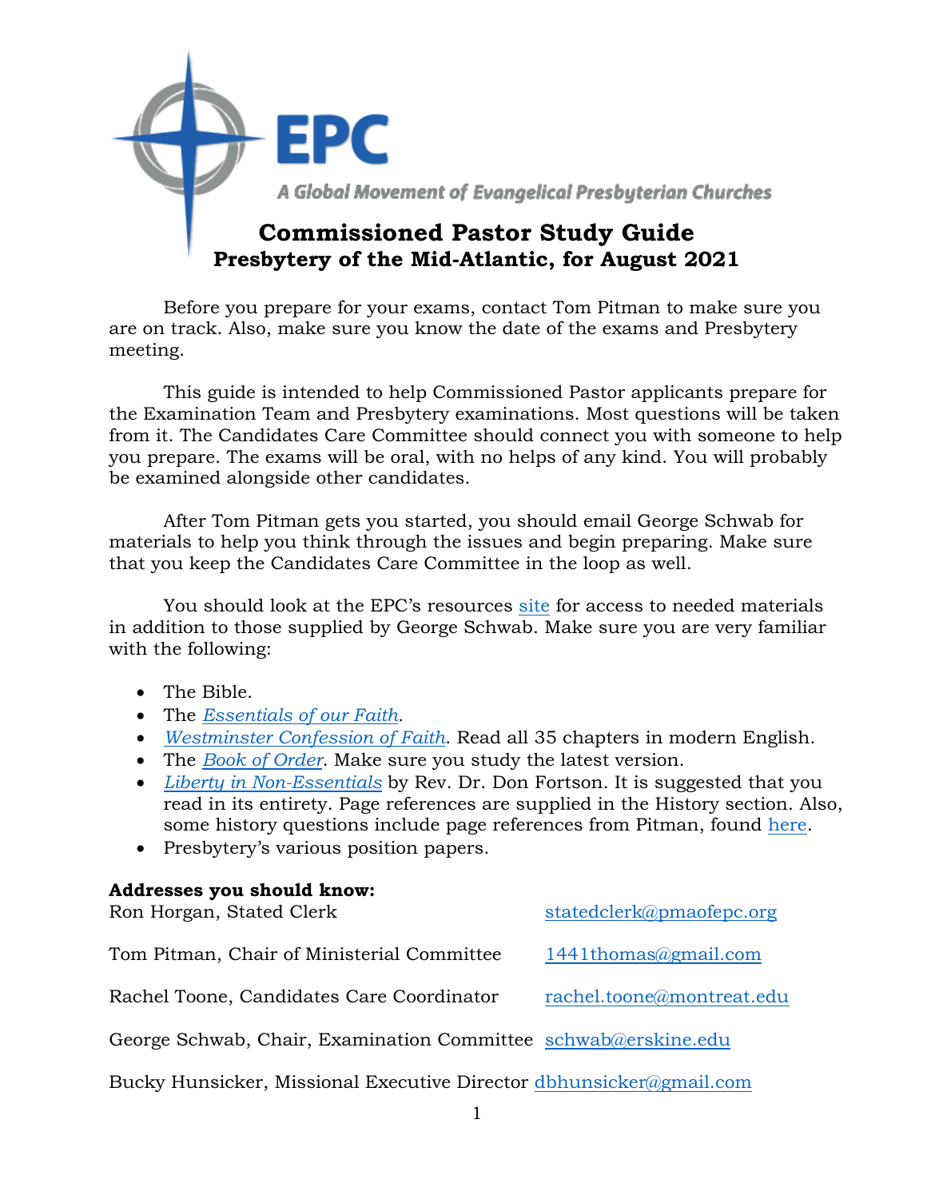EPC

A Global Movement of Evangelical Presbyterian Churches

# Commissioned Pastor Study Guide

## Presbytery of the Mid-Atlantic, for August 2021

Before you prepare for your exams, contact Tom Pitman to make sure you are on track. Also, make sure you know the date of the exams and Presbytery meeting.

This guide is intended to help Commissioned Pastor applicants prepare for the Examination Team and Presbytery examinations. Most questions will be taken from it. The Candidates Care Committee should connect you with someone to help you prepare. The exams will be oral, with no helps of any kind. You will probably be examined alongside other candidates.

After Tom Pitman gets you started, you should email George Schwab for materials to help you think through the issues and begin preparing. Make sure that you keep the Candidates Care Committee in the loop as well.

You should look at the EPC's resources site for access to needed materials in addition to those supplied by George Schwab. Make sure you are very familiar with the following:

- The Bible.
- The *Essentials of our Faith*.
- *Westminster Confession of Faith*. Read all 35 chapters in modern English.
- The *Book of Order*. Make sure you study the latest version.
- *Liberty in Non-Essentials* by Rev. Dr. Don Fortson. It is suggested that you read in its entirety. Page references are supplied in the History section. Also, some history questions include page references from Pitman, found here.
- Presbytery's various position papers.

**Addresses you should know:**

| | |
|---|---|
| Ron Horgan, Stated Clerk | statedclerk@pmaofepc.org |
| Tom Pitman, Chair of Ministerial Committee | 1441thomas@gmail.com |
| Rachel Toone, Candidates Care Coordinator | rachel.toone@montreat.edu |
| George Schwab, Chair, Examination Committee | schwab@erskine.edu |
| Bucky Hunsicker, Missional Executive Director | dbhunsicker@gmail.com |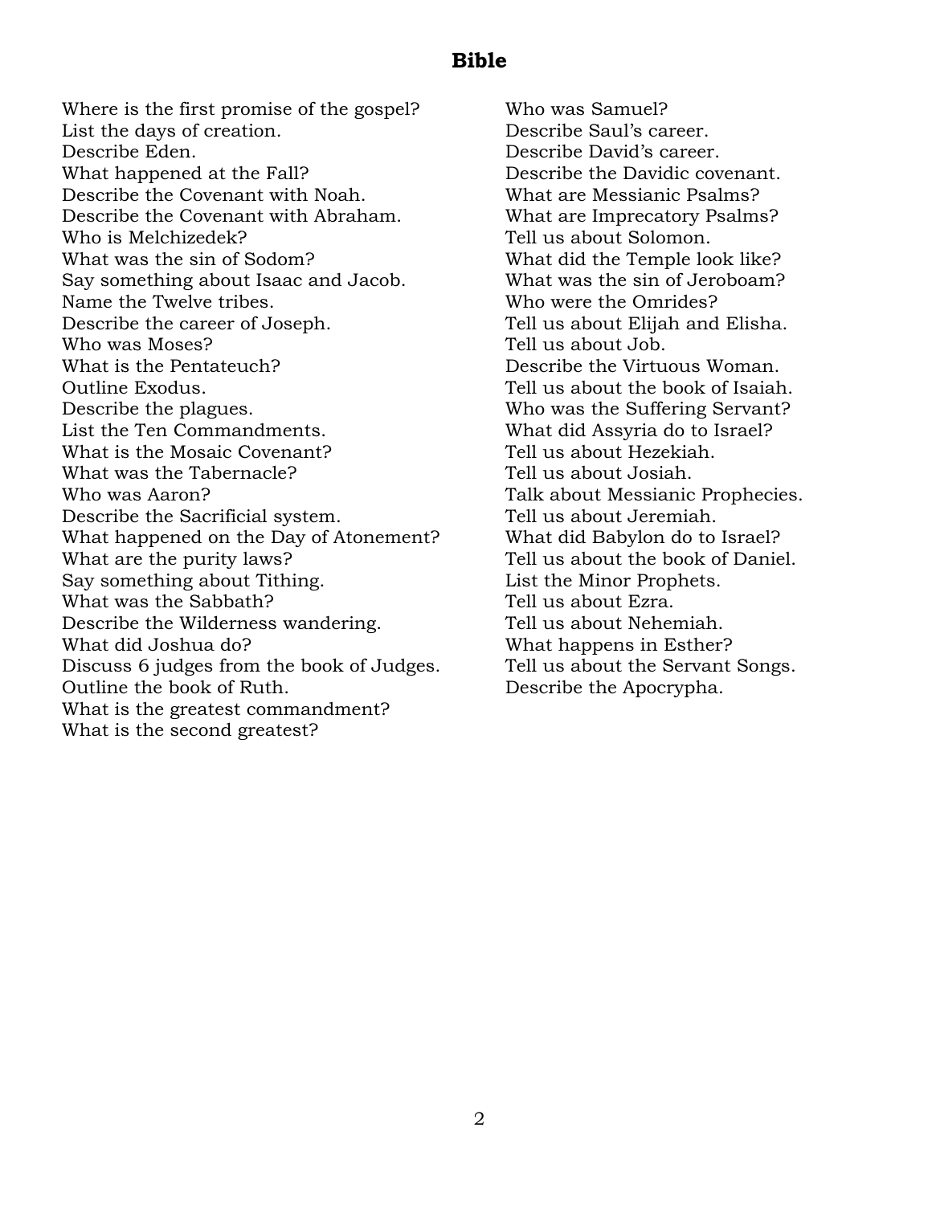## Bible

Where is the first promise of the gospel?
List the days of creation.
Describe Eden.
What happened at the Fall?
Describe the Covenant with Noah.
Describe the Covenant with Abraham.
Who is Melchizedek?
What was the sin of Sodom?
Say something about Isaac and Jacob.
Name the Twelve tribes.
Describe the career of Joseph.
Who was Moses?
What is the Pentateuch?
Outline Exodus.
Describe the plagues.
List the Ten Commandments.
What is the Mosaic Covenant?
What was the Tabernacle?
Who was Aaron?
Describe the Sacrificial system.
What happened on the Day of Atonement?
What are the purity laws?
Say something about Tithing.
What was the Sabbath?
Describe the Wilderness wandering.
What did Joshua do?
Discuss 6 judges from the book of Judges.
Outline the book of Ruth.
What is the greatest commandment?
What is the second greatest?
Who was Samuel?
Describe Saul's career.
Describe David's career.
Describe the Davidic covenant.
What are Messianic Psalms?
What are Imprecatory Psalms?
Tell us about Solomon.
What did the Temple look like?
What was the sin of Jeroboam?
Who were the Omrides?
Tell us about Elijah and Elisha.
Tell us about Job.
Describe the Virtuous Woman.
Tell us about the book of Isaiah.
Who was the Suffering Servant?
What did Assyria do to Israel?
Tell us about Hezekiah.
Tell us about Josiah.
Talk about Messianic Prophecies.
Tell us about Jeremiah.
What did Babylon do to Israel?
Tell us about the book of Daniel.
List the Minor Prophets.
Tell us about Ezra.
Tell us about Nehemiah.
What happens in Esther?
Tell us about the Servant Songs.
Describe the Apocrypha.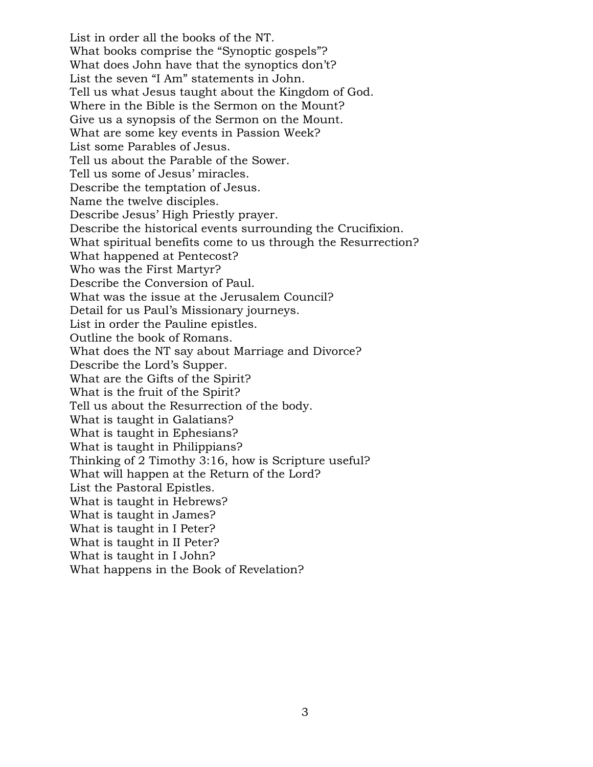List in order all the books of the NT.
What books comprise the “Synoptic gospels”?
What does John have that the synoptics don’t?
List the seven “I Am” statements in John.
Tell us what Jesus taught about the Kingdom of God.
Where in the Bible is the Sermon on the Mount?
Give us a synopsis of the Sermon on the Mount.
What are some key events in Passion Week?
List some Parables of Jesus.
Tell us about the Parable of the Sower.
Tell us some of Jesus’ miracles.
Describe the temptation of Jesus.
Name the twelve disciples.
Describe Jesus’ High Priestly prayer.
Describe the historical events surrounding the Crucifixion.
What spiritual benefits come to us through the Resurrection?
What happened at Pentecost?
Who was the First Martyr?
Describe the Conversion of Paul.
What was the issue at the Jerusalem Council?
Detail for us Paul’s Missionary journeys.
List in order the Pauline epistles.
Outline the book of Romans.
What does the NT say about Marriage and Divorce?
Describe the Lord’s Supper.
What are the Gifts of the Spirit?
What is the fruit of the Spirit?
Tell us about the Resurrection of the body.
What is taught in Galatians?
What is taught in Ephesians?
What is taught in Philippians?
Thinking of 2 Timothy 3:16, how is Scripture useful?
What will happen at the Return of the Lord?
List the Pastoral Epistles.
What is taught in Hebrews?
What is taught in James?
What is taught in I Peter?
What is taught in II Peter?
What is taught in I John?
What happens in the Book of Revelation?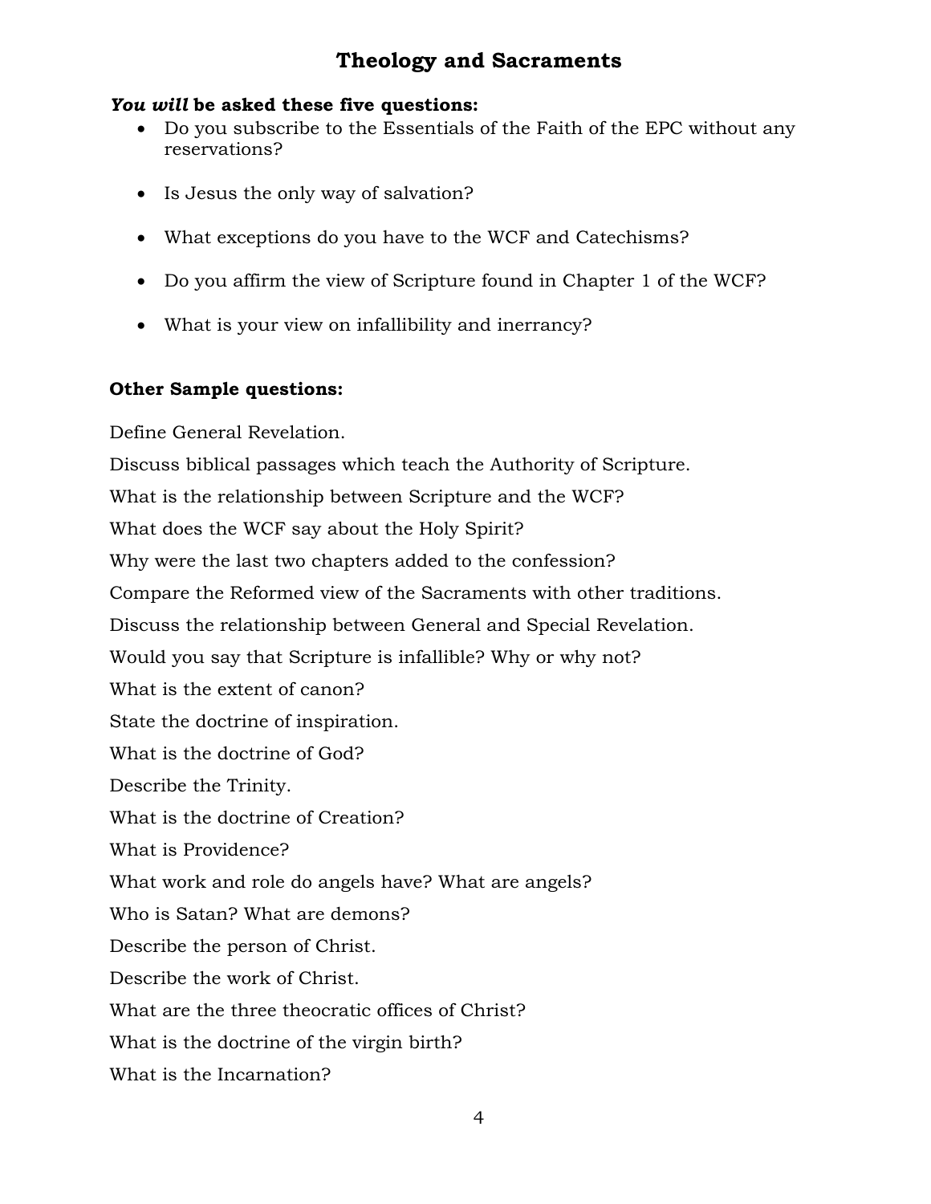## Theology and Sacraments

***You will* be asked these five questions:**

- Do you subscribe to the Essentials of the Faith of the EPC without any reservations?
- Is Jesus the only way of salvation?
- What exceptions do you have to the WCF and Catechisms?
- Do you affirm the view of Scripture found in Chapter 1 of the WCF?
- What is your view on infallibility and inerrancy?

**Other Sample questions:**

Define General Revelation.

Discuss biblical passages which teach the Authority of Scripture.

What is the relationship between Scripture and the WCF?

What does the WCF say about the Holy Spirit?

Why were the last two chapters added to the confession?

Compare the Reformed view of the Sacraments with other traditions.

Discuss the relationship between General and Special Revelation.

Would you say that Scripture is infallible? Why or why not?

What is the extent of canon?

State the doctrine of inspiration.

What is the doctrine of God?

Describe the Trinity.

What is the doctrine of Creation?

What is Providence?

What work and role do angels have? What are angels?

Who is Satan? What are demons?

Describe the person of Christ.

Describe the work of Christ.

What are the three theocratic offices of Christ?

What is the doctrine of the virgin birth?

What is the Incarnation?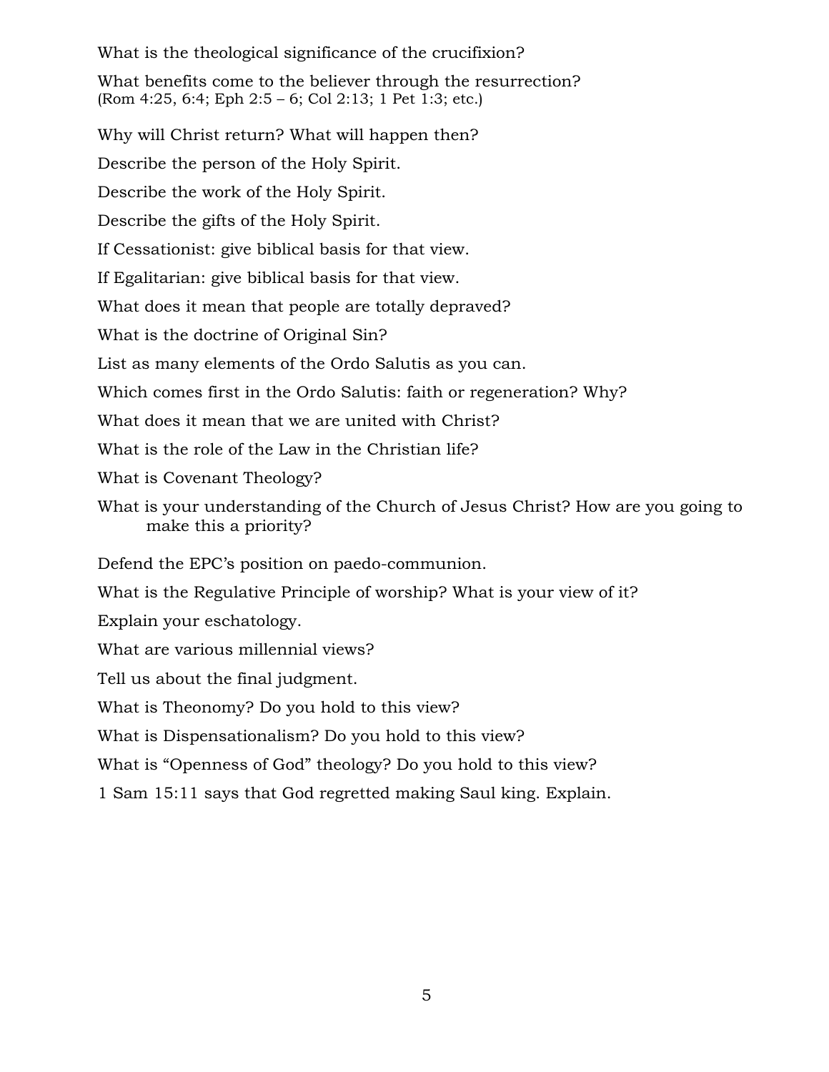What is the theological significance of the crucifixion?

What benefits come to the believer through the resurrection?
(Rom 4:25, 6:4; Eph 2:5 – 6; Col 2:13; 1 Pet 1:3; etc.)

Why will Christ return? What will happen then?

Describe the person of the Holy Spirit.

Describe the work of the Holy Spirit.

Describe the gifts of the Holy Spirit.

If Cessationist: give biblical basis for that view.

If Egalitarian: give biblical basis for that view.

What does it mean that people are totally depraved?

What is the doctrine of Original Sin?

List as many elements of the Ordo Salutis as you can.

Which comes first in the Ordo Salutis: faith or regeneration? Why?

What does it mean that we are united with Christ?

What is the role of the Law in the Christian life?

What is Covenant Theology?

What is your understanding of the Church of Jesus Christ? How are you going to make this a priority?

Defend the EPC's position on paedo-communion.

What is the Regulative Principle of worship? What is your view of it?

Explain your eschatology.

What are various millennial views?

Tell us about the final judgment.

What is Theonomy? Do you hold to this view?

What is Dispensationalism? Do you hold to this view?

What is "Openness of God" theology? Do you hold to this view?

1 Sam 15:11 says that God regretted making Saul king. Explain.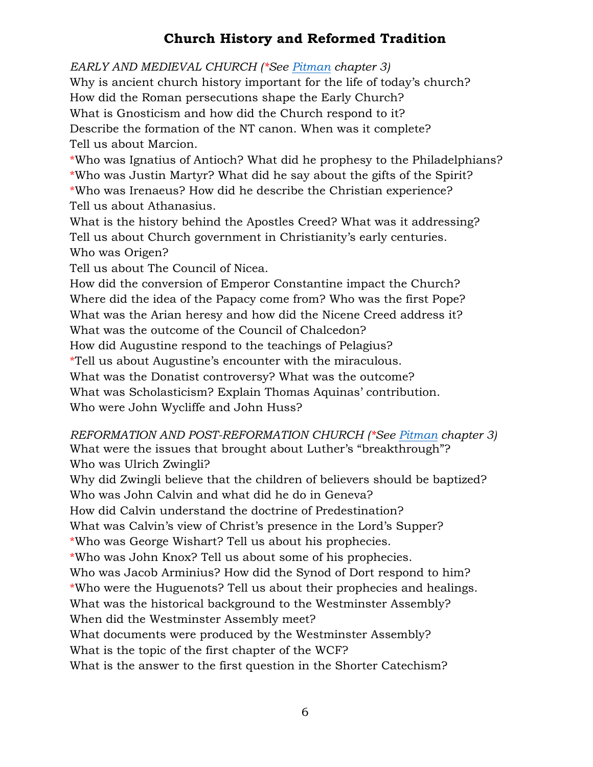# Church History and Reformed Tradition

*EARLY AND MEDIEVAL CHURCH (*See [Pitman] chapter 3)*

Why is ancient church history important for the life of today's church?
How did the Roman persecutions shape the Early Church?
What is Gnosticism and how did the Church respond to it?
Describe the formation of the NT canon. When was it complete?
Tell us about Marcion.
*Who was Ignatius of Antioch? What did he prophesy to the Philadelphians?
*Who was Justin Martyr? What did he say about the gifts of the Spirit?
*Who was Irenaeus? How did he describe the Christian experience?
Tell us about Athanasius.
What is the history behind the Apostles Creed? What was it addressing?
Tell us about Church government in Christianity's early centuries.
Who was Origen?
Tell us about The Council of Nicea.
How did the conversion of Emperor Constantine impact the Church?
Where did the idea of the Papacy come from? Who was the first Pope?
What was the Arian heresy and how did the Nicene Creed address it?
What was the outcome of the Council of Chalcedon?
How did Augustine respond to the teachings of Pelagius?
*Tell us about Augustine's encounter with the miraculous.
What was the Donatist controversy? What was the outcome?
What was Scholasticism? Explain Thomas Aquinas' contribution.
Who were John Wycliffe and John Huss?

*REFORMATION AND POST-REFORMATION CHURCH (*See [Pitman] chapter 3)*

What were the issues that brought about Luther's "breakthrough"?
Who was Ulrich Zwingli?
Why did Zwingli believe that the children of believers should be baptized?
Who was John Calvin and what did he do in Geneva?
How did Calvin understand the doctrine of Predestination?
What was Calvin's view of Christ's presence in the Lord's Supper?
*Who was George Wishart? Tell us about his prophecies.
*Who was John Knox? Tell us about some of his prophecies.
Who was Jacob Arminius? How did the Synod of Dort respond to him?
*Who were the Huguenots? Tell us about their prophecies and healings.
What was the historical background to the Westminster Assembly?
When did the Westminster Assembly meet?
What documents were produced by the Westminster Assembly?
What is the topic of the first chapter of the WCF?
What is the answer to the first question in the Shorter Catechism?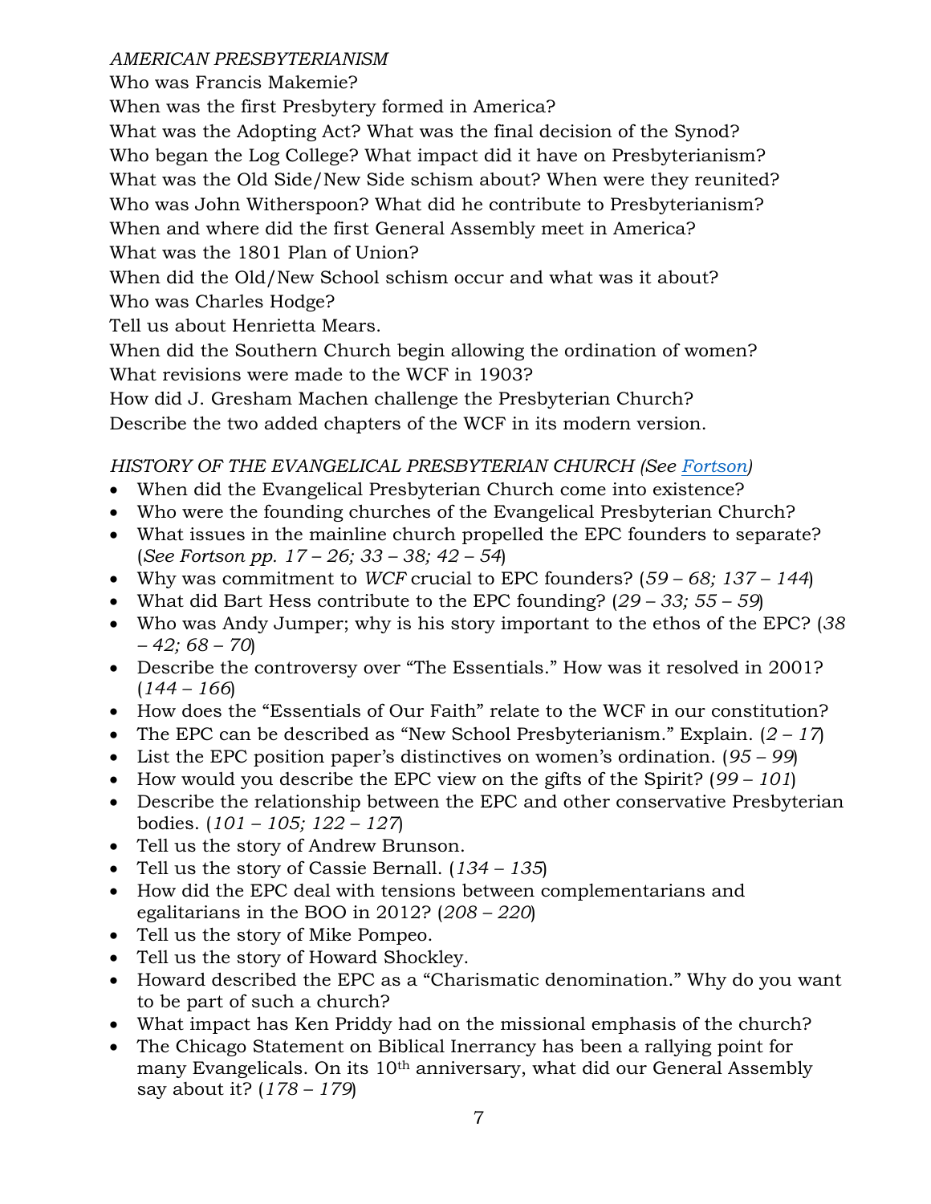*AMERICAN PRESBYTERIANISM*

Who was Francis Makemie?

When was the first Presbytery formed in America?

What was the Adopting Act? What was the final decision of the Synod?

Who began the Log College? What impact did it have on Presbyterianism?

What was the Old Side/New Side schism about? When were they reunited?

Who was John Witherspoon? What did he contribute to Presbyterianism?

When and where did the first General Assembly meet in America?

What was the 1801 Plan of Union?

When did the Old/New School schism occur and what was it about?

Who was Charles Hodge?

Tell us about Henrietta Mears.

When did the Southern Church begin allowing the ordination of women?

What revisions were made to the WCF in 1903?

How did J. Gresham Machen challenge the Presbyterian Church?

Describe the two added chapters of the WCF in its modern version.

*HISTORY OF THE EVANGELICAL PRESBYTERIAN CHURCH (See Fortson)*

- When did the Evangelical Presbyterian Church come into existence?
- Who were the founding churches of the Evangelical Presbyterian Church?
- What issues in the mainline church propelled the EPC founders to separate? (*See Fortson pp. 17 – 26; 33 – 38; 42 – 54*)
- Why was commitment to *WCF* crucial to EPC founders? (*59 – 68; 137 – 144*)
- What did Bart Hess contribute to the EPC founding? (*29 – 33; 55 – 59*)
- Who was Andy Jumper; why is his story important to the ethos of the EPC? (*38 – 42; 68 – 70*)
- Describe the controversy over "The Essentials." How was it resolved in 2001? (*144 – 166*)
- How does the "Essentials of Our Faith" relate to the WCF in our constitution?
- The EPC can be described as "New School Presbyterianism." Explain. (*2 – 17*)
- List the EPC position paper's distinctives on women's ordination. (*95 – 99*)
- How would you describe the EPC view on the gifts of the Spirit? (*99 – 101*)
- Describe the relationship between the EPC and other conservative Presbyterian bodies. (*101 – 105; 122 – 127*)
- Tell us the story of Andrew Brunson.
- Tell us the story of Cassie Bernall. (*134 – 135*)
- How did the EPC deal with tensions between complementarians and egalitarians in the BOO in 2012? (*208 – 220*)
- Tell us the story of Mike Pompeo.
- Tell us the story of Howard Shockley.
- Howard described the EPC as a "Charismatic denomination." Why do you want to be part of such a church?
- What impact has Ken Priddy had on the missional emphasis of the church?
- The Chicago Statement on Biblical Inerrancy has been a rallying point for many Evangelicals. On its 10th anniversary, what did our General Assembly say about it? (*178 – 179*)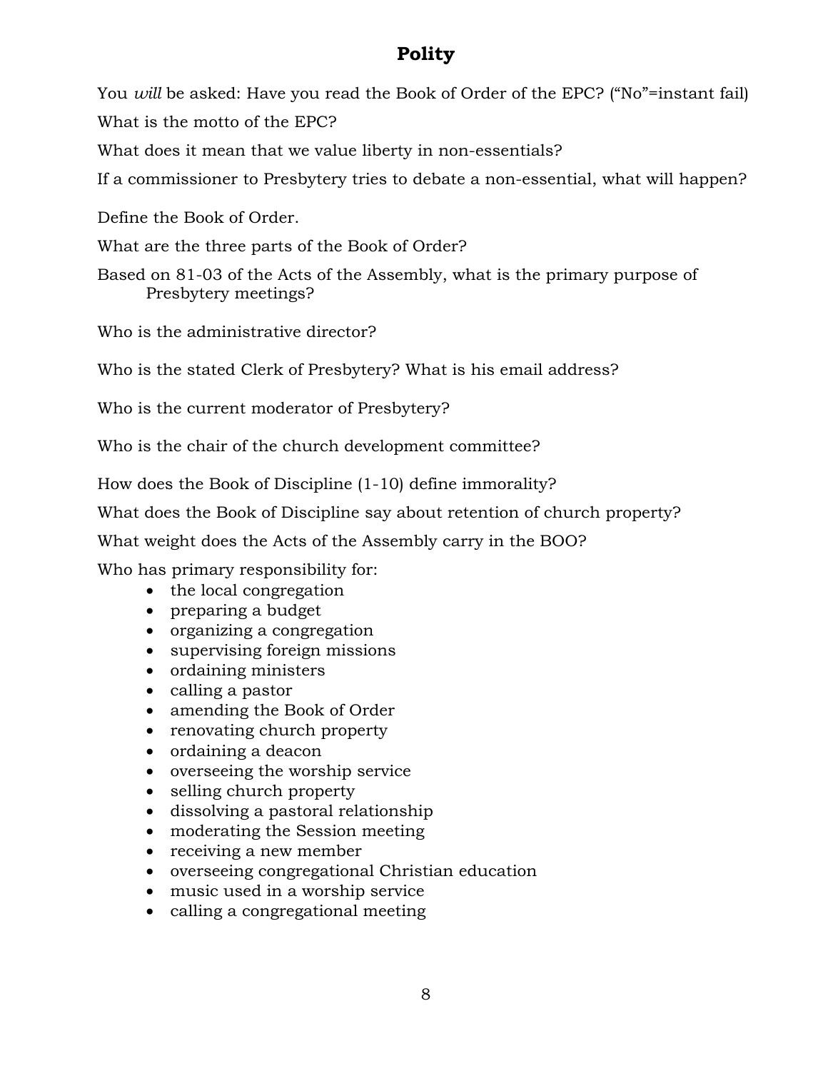# Polity

You *will* be asked: Have you read the Book of Order of the EPC? ("No"=instant fail)

What is the motto of the EPC?

What does it mean that we value liberty in non-essentials?

If a commissioner to Presbytery tries to debate a non-essential, what will happen?

Define the Book of Order.

What are the three parts of the Book of Order?

Based on 81-03 of the Acts of the Assembly, what is the primary purpose of Presbytery meetings?

Who is the administrative director?

Who is the stated Clerk of Presbytery? What is his email address?

Who is the current moderator of Presbytery?

Who is the chair of the church development committee?

How does the Book of Discipline (1-10) define immorality?

What does the Book of Discipline say about retention of church property?

What weight does the Acts of the Assembly carry in the BOO?

Who has primary responsibility for:

- the local congregation
- preparing a budget
- organizing a congregation
- supervising foreign missions
- ordaining ministers
- calling a pastor
- amending the Book of Order
- renovating church property
- ordaining a deacon
- overseeing the worship service
- selling church property
- dissolving a pastoral relationship
- moderating the Session meeting
- receiving a new member
- overseeing congregational Christian education
- music used in a worship service
- calling a congregational meeting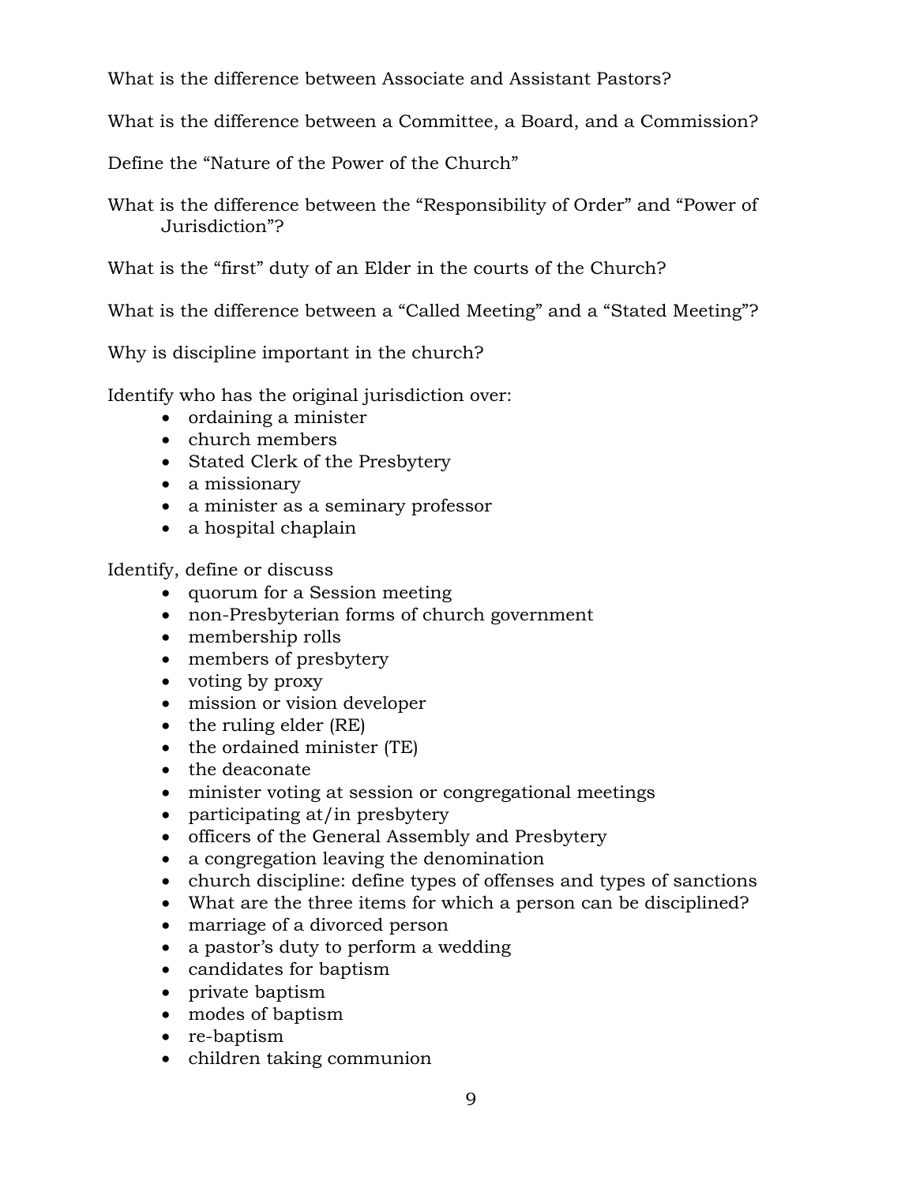What is the difference between Associate and Assistant Pastors?

What is the difference between a Committee, a Board, and a Commission?

Define the “Nature of the Power of the Church”

What is the difference between the “Responsibility of Order” and “Power of Jurisdiction”?

What is the “first” duty of an Elder in the courts of the Church?

What is the difference between a “Called Meeting” and a “Stated Meeting”?

Why is discipline important in the church?

Identify who has the original jurisdiction over:

- ordaining a minister
- church members
- Stated Clerk of the Presbytery
- a missionary
- a minister as a seminary professor
- a hospital chaplain

Identify, define or discuss

- quorum for a Session meeting
- non-Presbyterian forms of church government
- membership rolls
- members of presbytery
- voting by proxy
- mission or vision developer
- the ruling elder (RE)
- the ordained minister (TE)
- the deaconate
- minister voting at session or congregational meetings
- participating at/in presbytery
- officers of the General Assembly and Presbytery
- a congregation leaving the denomination
- church discipline: define types of offenses and types of sanctions
- What are the three items for which a person can be disciplined?
- marriage of a divorced person
- a pastor’s duty to perform a wedding
- candidates for baptism
- private baptism
- modes of baptism
- re-baptism
- children taking communion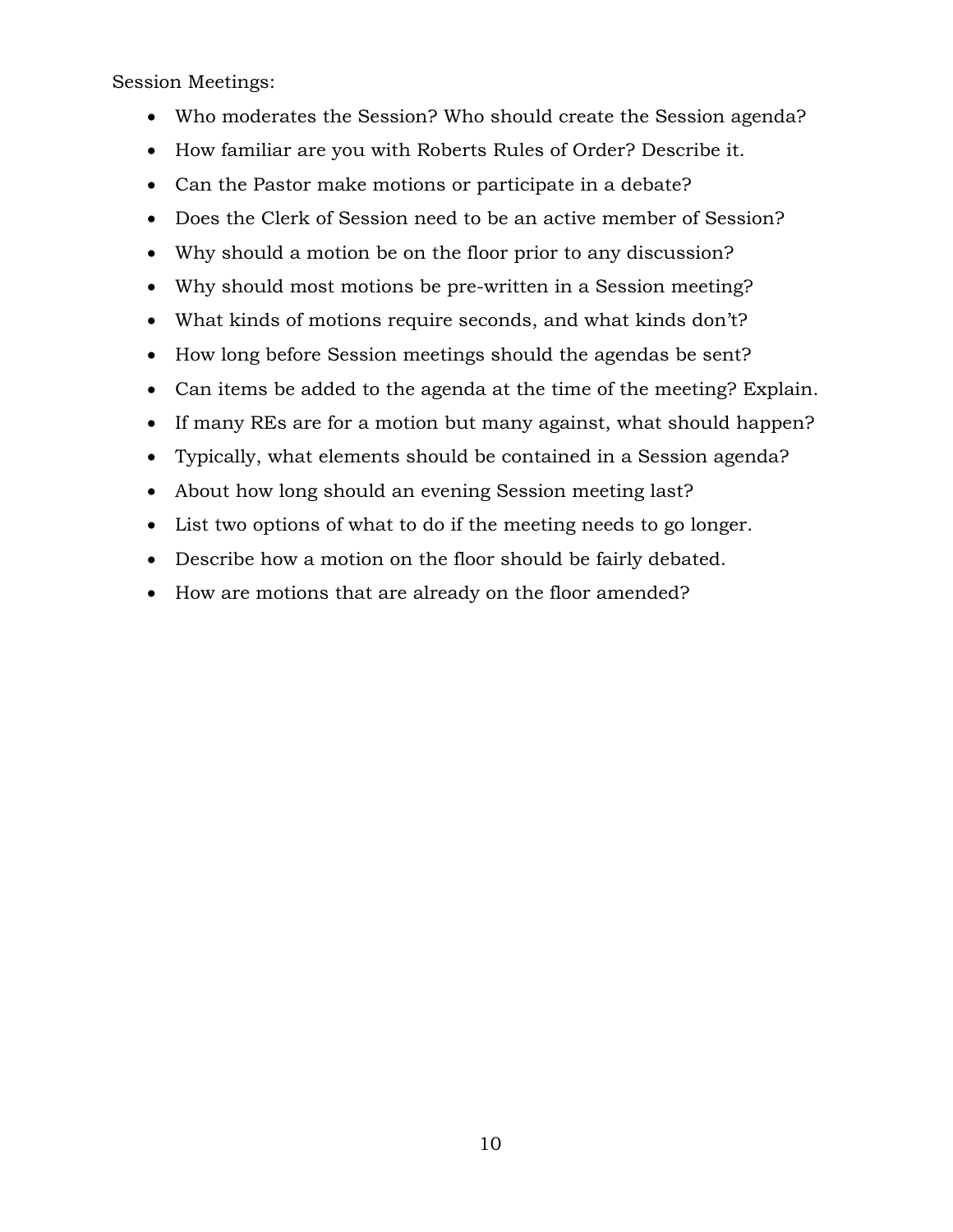Session Meetings:

- Who moderates the Session? Who should create the Session agenda?
- How familiar are you with Roberts Rules of Order? Describe it.
- Can the Pastor make motions or participate in a debate?
- Does the Clerk of Session need to be an active member of Session?
- Why should a motion be on the floor prior to any discussion?
- Why should most motions be pre-written in a Session meeting?
- What kinds of motions require seconds, and what kinds don't?
- How long before Session meetings should the agendas be sent?
- Can items be added to the agenda at the time of the meeting? Explain.
- If many REs are for a motion but many against, what should happen?
- Typically, what elements should be contained in a Session agenda?
- About how long should an evening Session meeting last?
- List two options of what to do if the meeting needs to go longer.
- Describe how a motion on the floor should be fairly debated.
- How are motions that are already on the floor amended?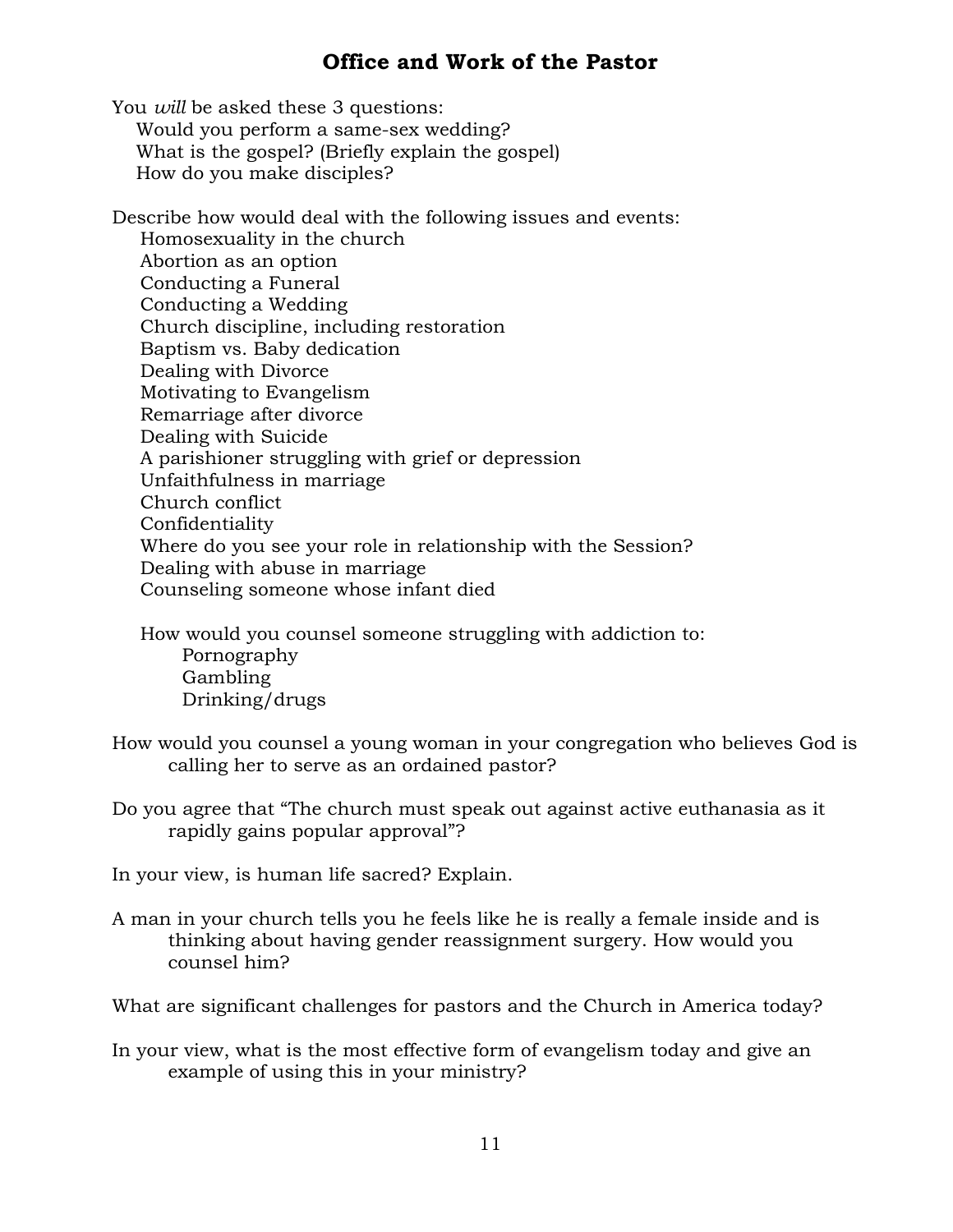## Office and Work of the Pastor

You *will* be asked these 3 questions:

- Would you perform a same-sex wedding?
- What is the gospel? (Briefly explain the gospel)
- How do you make disciples?

Describe how would deal with the following issues and events:

- Homosexuality in the church
- Abortion as an option
- Conducting a Funeral
- Conducting a Wedding
- Church discipline, including restoration
- Baptism vs. Baby dedication
- Dealing with Divorce
- Motivating to Evangelism
- Remarriage after divorce
- Dealing with Suicide
- A parishioner struggling with grief or depression
- Unfaithfulness in marriage
- Church conflict
- Confidentiality
- Where do you see your role in relationship with the Session?
- Dealing with abuse in marriage
- Counseling someone whose infant died

How would you counsel someone struggling with addiction to:

- Pornography
- Gambling
- Drinking/drugs

How would you counsel a young woman in your congregation who believes God is calling her to serve as an ordained pastor?

Do you agree that "The church must speak out against active euthanasia as it rapidly gains popular approval"?

In your view, is human life sacred? Explain.

A man in your church tells you he feels like he is really a female inside and is thinking about having gender reassignment surgery. How would you counsel him?

What are significant challenges for pastors and the Church in America today?

In your view, what is the most effective form of evangelism today and give an example of using this in your ministry?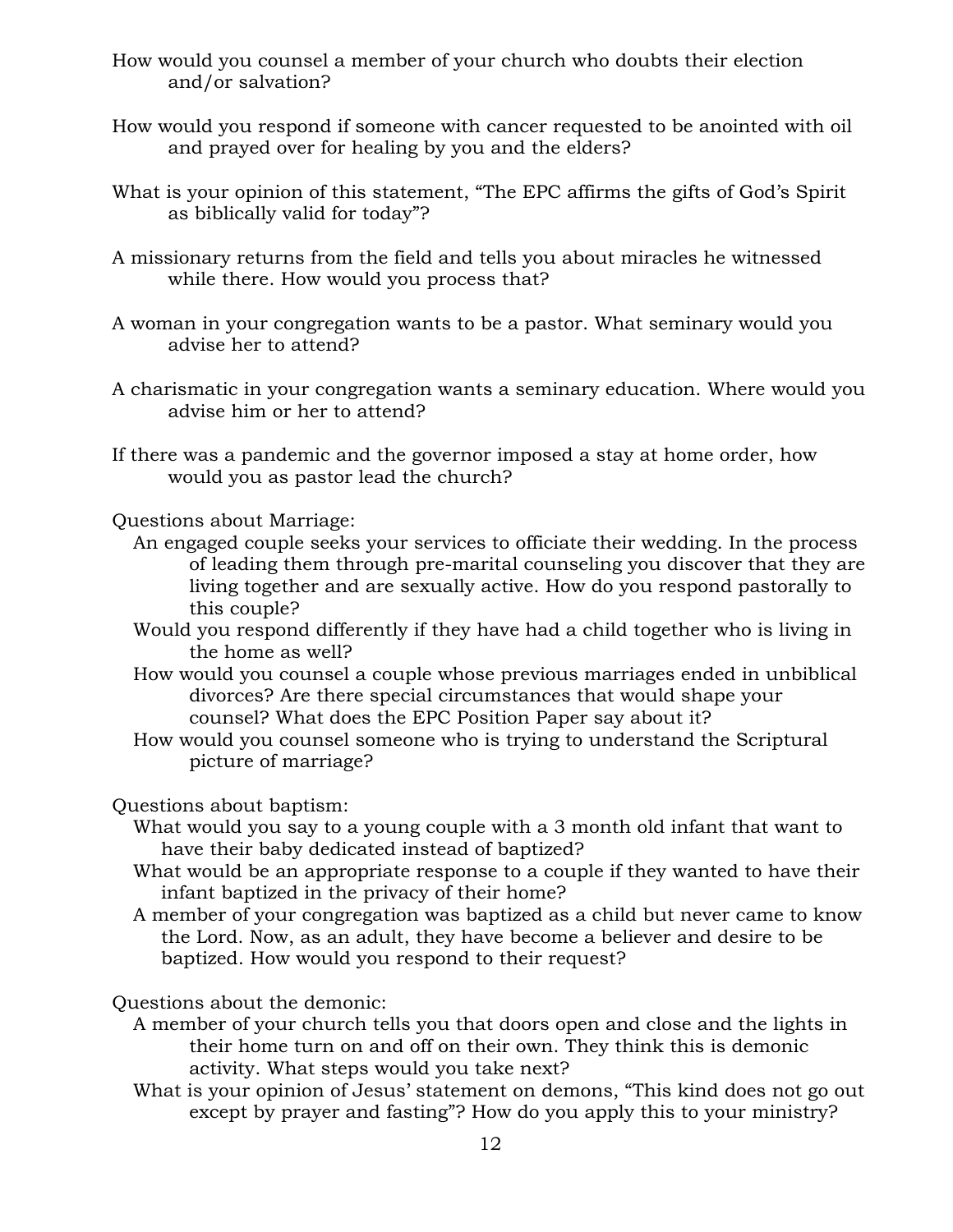How would you counsel a member of your church who doubts their election and/or salvation?

How would you respond if someone with cancer requested to be anointed with oil and prayed over for healing by you and the elders?

What is your opinion of this statement, "The EPC affirms the gifts of God's Spirit as biblically valid for today"?

A missionary returns from the field and tells you about miracles he witnessed while there. How would you process that?

A woman in your congregation wants to be a pastor. What seminary would you advise her to attend?

A charismatic in your congregation wants a seminary education. Where would you advise him or her to attend?

If there was a pandemic and the governor imposed a stay at home order, how would you as pastor lead the church?

Questions about Marriage:

- An engaged couple seeks your services to officiate their wedding. In the process of leading them through pre-marital counseling you discover that they are living together and are sexually active. How do you respond pastorally to this couple?
- Would you respond differently if they have had a child together who is living in the home as well?
- How would you counsel a couple whose previous marriages ended in unbiblical divorces? Are there special circumstances that would shape your counsel? What does the EPC Position Paper say about it?
- How would you counsel someone who is trying to understand the Scriptural picture of marriage?

Questions about baptism:

- What would you say to a young couple with a 3 month old infant that want to have their baby dedicated instead of baptized?
- What would be an appropriate response to a couple if they wanted to have their infant baptized in the privacy of their home?
- A member of your congregation was baptized as a child but never came to know the Lord. Now, as an adult, they have become a believer and desire to be baptized. How would you respond to their request?

Questions about the demonic:

- A member of your church tells you that doors open and close and the lights in their home turn on and off on their own. They think this is demonic activity. What steps would you take next?
- What is your opinion of Jesus' statement on demons, "This kind does not go out except by prayer and fasting"? How do you apply this to your ministry?